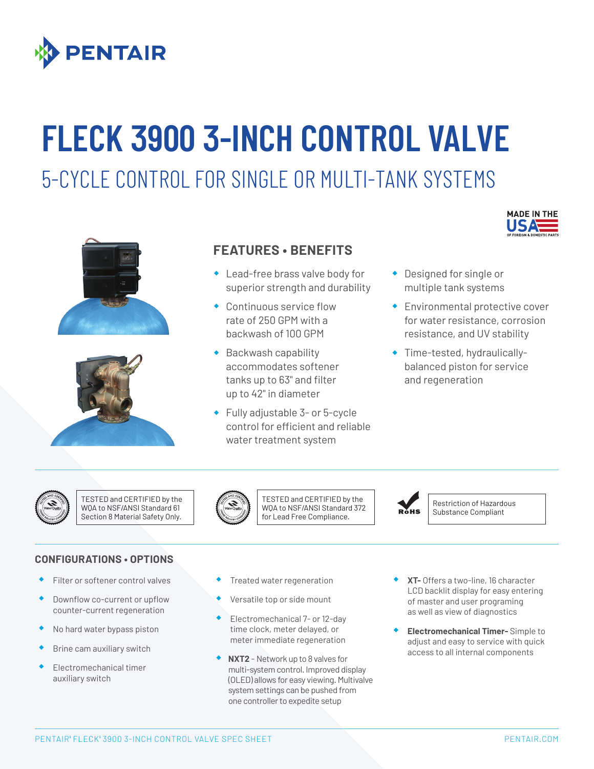# FLECK 3900 3-INCH CONTROL VALVE

## 5-CYCLE CONTROL FOR SINGLE OR MULTI-TANK SYSTEMS

MADE IN THE USA OF FOREIGN & DOMESTIC PARTS

### FEATURES • BENEFITS

- Lead-free brass valve body for superior strength and durability
- Continuous service flow rate of 250 GPM with a backwash of 100 GPM
- Backwash capability accommodates softener tanks up to 63" and filter up to 42" in diameter
- Fully adjustable 3- or 5-cycle control for efficient and reliable water treatment system
- Designed for single or multiple tank systems
- Environmental protective cover for water resistance, corrosion resistance, and UV stability
- Time-tested, hydraulically-balanced piston for service and regeneration

TESTED and CERTIFIED by the WQA to NSF/ANSI Standard 61 Section 8 Material Safety Only.

TESTED and CERTIFIED by the WQA to NSF/ANSI Standard 372 for Lead Free Compliance.

Restriction of Hazardous Substance Compliant

### CONFIGURATIONS • OPTIONS

- Filter or softener control valves
- Downflow co-current or upflow counter-current regeneration
- No hard water bypass piston
- Brine cam auxiliary switch
- Electromechanical timer auxiliary switch
- Treated water regeneration
- Versatile top or side mount
- Electromechanical 7- or 12-day time clock, meter delayed, or meter immediate regeneration
- **NXT2** - Network up to 8 valves for multi-system control. Improved display (OLED) allows for easy viewing. Multivalve system settings can be pushed from one controller to expedite setup
- **XT-** Offers a two-line, 16 character LCD backlit display for easy entering of master and user programing as well as view of diagnostics
- **Electromechanical Timer-** Simple to adjust and easy to service with quick access to all internal components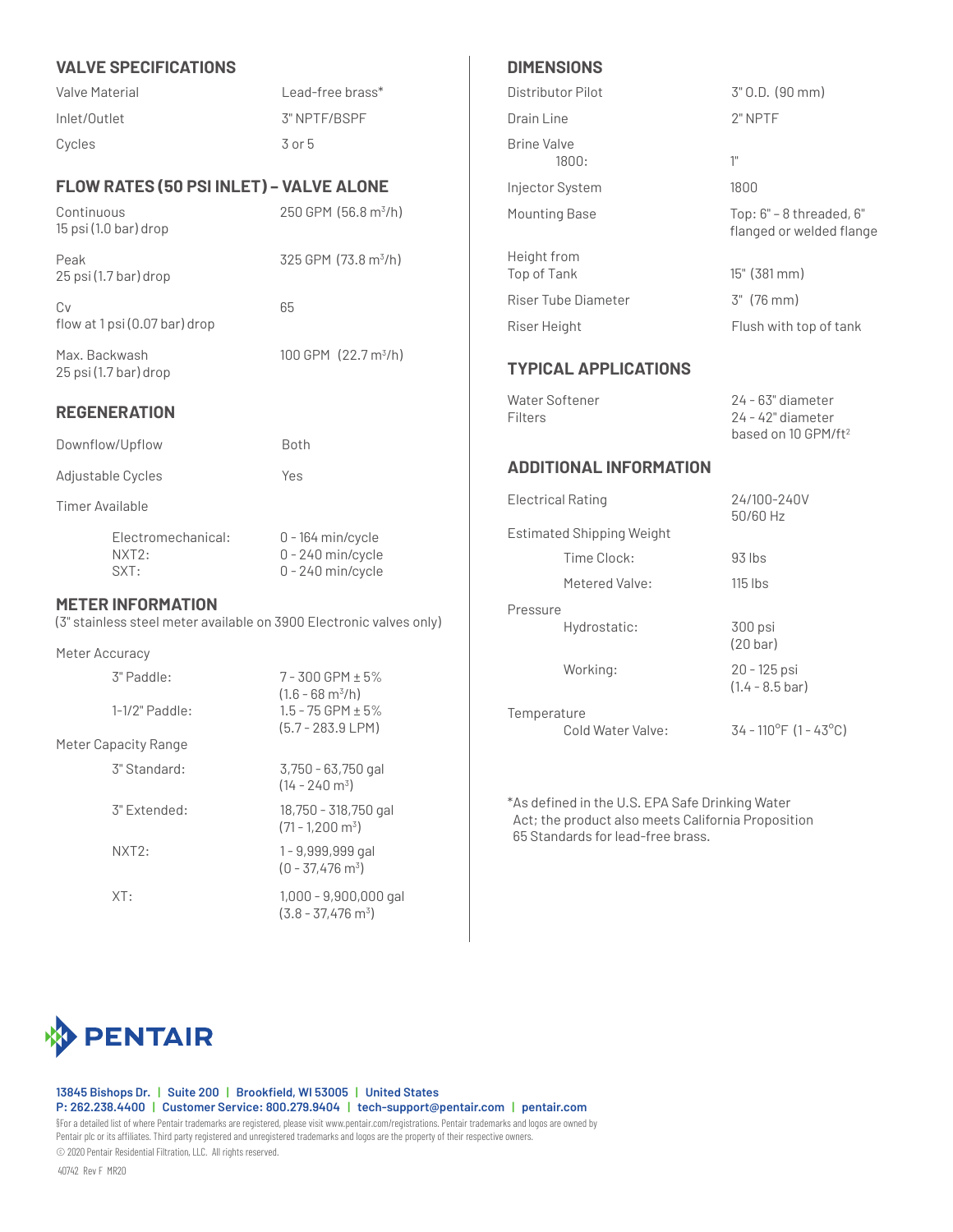## VALVE SPECIFICATIONS

| | |
|---|---|
| Valve Material | Lead-free brass* |
| Inlet/Outlet | 3" NPTF/BSPF |
| Cycles | 3 or 5 |

## FLOW RATES (50 PSI INLET) – VALVE ALONE

| | |
|---|---|
| Continuous<br>15 psi (1.0 bar) drop | 250 GPM (56.8 $m^3$/h) |
| Peak<br>25 psi (1.7 bar) drop | 325 GPM (73.8 $m^3$/h) |
| Cv<br>flow at 1 psi (0.07 bar) drop | 65 |
| Max. Backwash<br>25 psi (1.7 bar) drop | 100 GPM (22.7 $m^3$/h) |

## REGENERATION

| | |
|---|---|
| Downflow/Upflow | Both |
| Adjustable Cycles | Yes |
| Timer Available | |
| Electromechanical: | 0 - 164 min/cycle |
| NXT2: | 0 - 240 min/cycle |
| SXT: | 0 - 240 min/cycle |

## METER INFORMATION

(3" stainless steel meter available on 3900 Electronic valves only)

| | |
|---|---|
| Meter Accuracy | |
| 3" Paddle: | 7 - 300 GPM ± 5%<br>(1.6 - 68 $m^3$/h) |
| 1-1/2" Paddle: | 1.5 - 75 GPM ± 5%<br>(5.7 - 283.9 LPM) |
| Meter Capacity Range | |
| 3" Standard: | 3,750 - 63,750 gal<br>(14 - 240 $m^3$) |
| 3" Extended: | 18,750 - 318,750 gal<br>(71 - 1,200 $m^3$) |
| NXT2: | 1 - 9,999,999 gal<br>(0 - 37,476 $m^3$) |
| XT: | 1,000 - 9,900,000 gal<br>(3.8 - 37,476 $m^3$) |

## DIMENSIONS

| | |
|---|---|
| Distributor Pilot | 3" O.D. (90 mm) |
| Drain Line | 2" NPTF |
| Brine Valve | |
| 1800: | 1" |
| Injector System | 1800 |
| Mounting Base | Top: 6" – 8 threaded, 6" flanged or welded flange |
| Height from Top of Tank | 15" (381 mm) |
| Riser Tube Diameter | 3" (76 mm) |
| Riser Height | Flush with top of tank |

## TYPICAL APPLICATIONS

| | |
|---|---|
| Water Softener | 24 - 63" diameter |
| Filters | 24 - 42" diameter<br>based on 10 GPM/$ft^2$ |

## ADDITIONAL INFORMATION

| | |
|---|---|
| Electrical Rating | 24/100-240V<br>50/60 Hz |
| Estimated Shipping Weight | |
| Time Clock: | 93 lbs |
| Metered Valve: | 115 lbs |
| Pressure | |
| Hydrostatic: | 300 psi<br>(20 bar) |
| Working: | 20 - 125 psi<br>(1.4 - 8.5 bar) |
| Temperature | |
| Cold Water Valve: | 34 - 110°F (1 - 43°C) |

*As defined in the U.S. EPA Safe Drinking Water Act; the product also meets California Proposition 65 Standards for lead-free brass.

PENTAIR

**13845 Bishops Dr. | Suite 200 | Brookfield, WI 53005 | United States**
**P: 262.238.4400 | Customer Service: 800.279.9404 | tech-support@pentair.com | pentair.com**

§For a detailed list of where Pentair trademarks are registered, please visit www.pentair.com/registrations. Pentair trademarks and logos are owned by Pentair plc or its affiliates. Third party registered and unregistered trademarks and logos are the property of their respective owners.

© 2020 Pentair Residential Filtration, LLC. All rights reserved.

40742 Rev F MR20